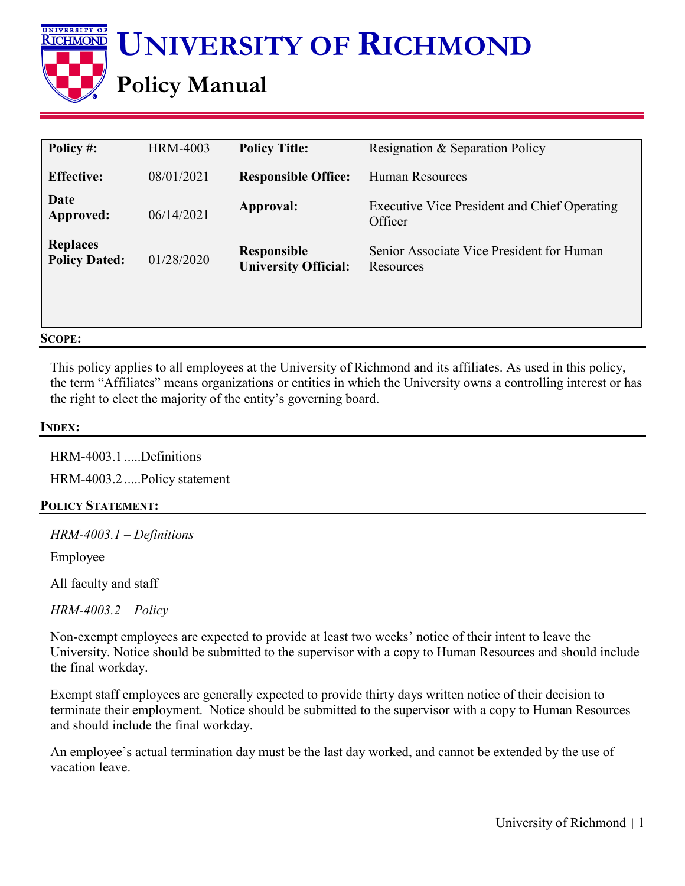# UNIVERSITY OF RICHMOND

## Policy Manual

| Policy #: | HRM-4003 | Policy Title: | Resignation & Separation Policy |
|---|---|---|---|
| Effective: | 08/01/2021 | Responsible Office: | Human Resources |
| Date Approved: | 06/14/2021 | Approval: | Executive Vice President and Chief Operating Officer |
| Replaces Policy Dated: | 01/28/2020 | Responsible University Official: | Senior Associate Vice President for Human Resources |

### SCOPE:

This policy applies to all employees at the University of Richmond and its affiliates. As used in this policy, the term "Affiliates" means organizations or entities in which the University owns a controlling interest or has the right to elect the majority of the entity's governing board.

### INDEX:

HRM-4003.1 .....Definitions

HRM-4003.2 .....Policy statement

### POLICY STATEMENT:

*HRM-4003.1 – Definitions*

Employee

All faculty and staff

*HRM-4003.2 – Policy*

Non-exempt employees are expected to provide at least two weeks' notice of their intent to leave the University. Notice should be submitted to the supervisor with a copy to Human Resources and should include the final workday.

Exempt staff employees are generally expected to provide thirty days written notice of their decision to terminate their employment. Notice should be submitted to the supervisor with a copy to Human Resources and should include the final workday.

An employee's actual termination day must be the last day worked, and cannot be extended by the use of vacation leave.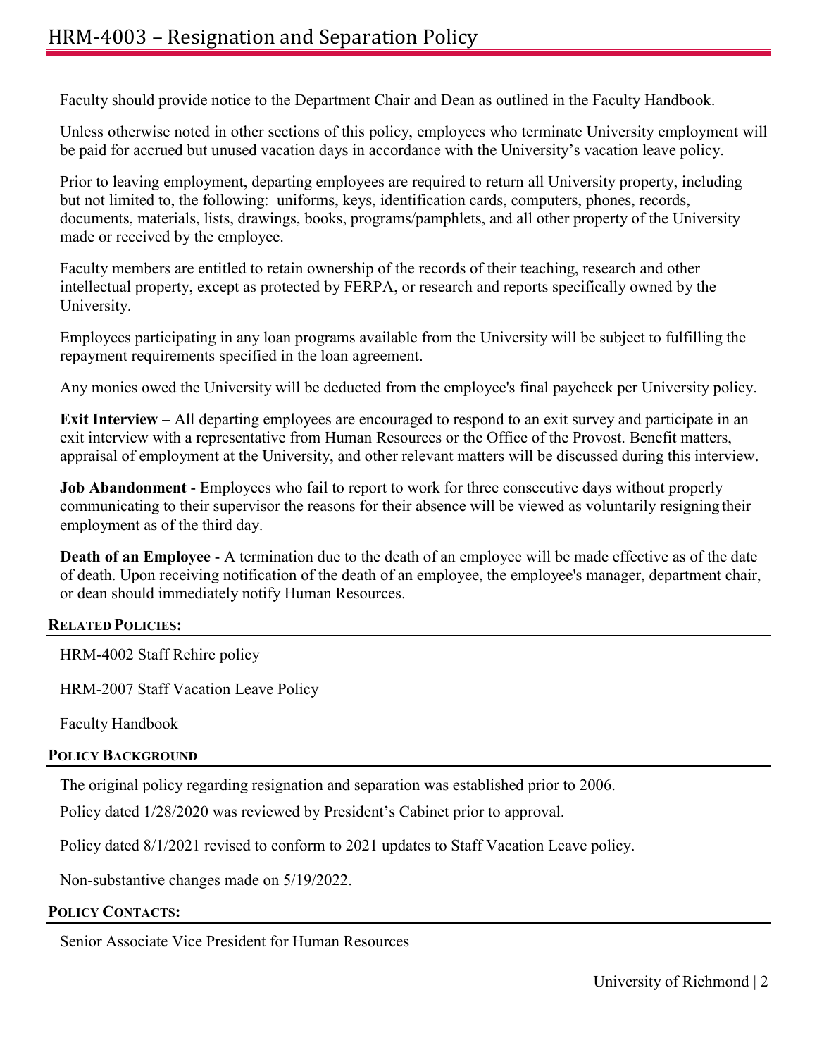Faculty should provide notice to the Department Chair and Dean as outlined in the Faculty Handbook.

Unless otherwise noted in other sections of this policy, employees who terminate University employment will be paid for accrued but unused vacation days in accordance with the University's vacation leave policy.

Prior to leaving employment, departing employees are required to return all University property, including but not limited to, the following: uniforms, keys, identification cards, computers, phones, records, documents, materials, lists, drawings, books, programs/pamphlets, and all other property of the University made or received by the employee.

Faculty members are entitled to retain ownership of the records of their teaching, research and other intellectual property, except as protected by FERPA, or research and reports specifically owned by the University.

Employees participating in any loan programs available from the University will be subject to fulfilling the repayment requirements specified in the loan agreement.

Any monies owed the University will be deducted from the employee's final paycheck per University policy.

**Exit Interview –** All departing employees are encouraged to respond to an exit survey and participate in an exit interview with a representative from Human Resources or the Office of the Provost. Benefit matters, appraisal of employment at the University, and other relevant matters will be discussed during this interview.

**Job Abandonment** - Employees who fail to report to work for three consecutive days without properly communicating to their supervisor the reasons for their absence will be viewed as voluntarily resigning their employment as of the third day.

**Death of an Employee** - A termination due to the death of an employee will be made effective as of the date of death. Upon receiving notification of the death of an employee, the employee's manager, department chair, or dean should immediately notify Human Resources.

## RELATED POLICIES:

HRM-4002 Staff Rehire policy

HRM-2007 Staff Vacation Leave Policy

Faculty Handbook

## POLICY BACKGROUND

The original policy regarding resignation and separation was established prior to 2006.

Policy dated 1/28/2020 was reviewed by President's Cabinet prior to approval.

Policy dated 8/1/2021 revised to conform to 2021 updates to Staff Vacation Leave policy.

Non-substantive changes made on 5/19/2022.

## POLICY CONTACTS:

Senior Associate Vice President for Human Resources